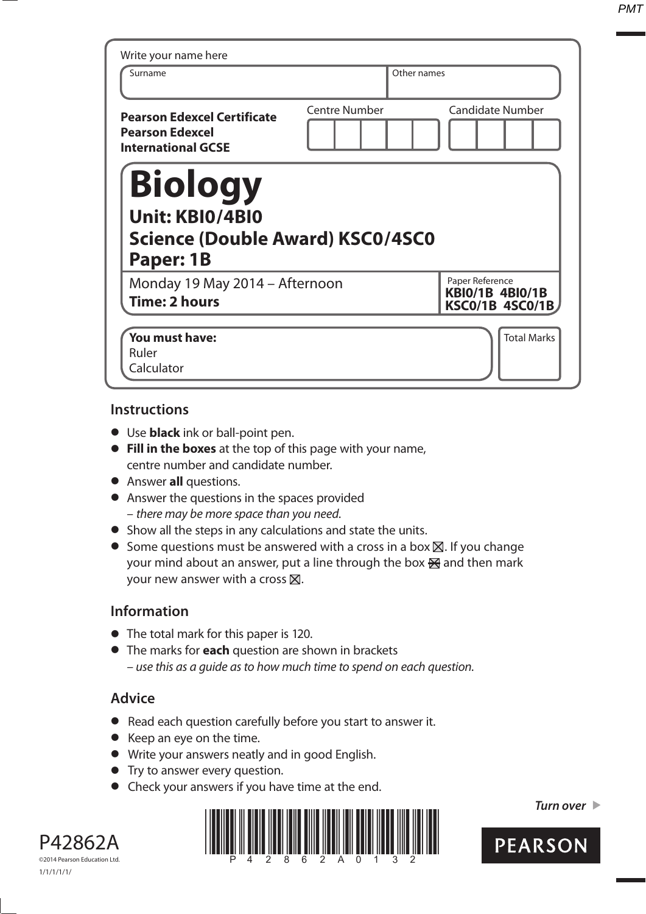Write your name here

| Surname | Other names |
|---|---|
| | |

**Pearson Edexcel Certificate**
**Pearson Edexcel**
**International GCSE**

| Centre Number | Candidate Number |
|---|---|
| | |

# Biology

## Unit: KBI0/4BI0
## Science (Double Award) KSC0/4SC0
## Paper: 1B

Monday 19 May 2014 – Afternoon
**Time: 2 hours**

Paper Reference
**KBI0/1B 4BI0/1B**
**KSC0/1B 4SC0/1B**

**You must have:**
Ruler
Calculator

Total Marks

## Instructions

- Use **black** ink or ball-point pen.
- **Fill in the boxes** at the top of this page with your name, centre number and candidate number.
- Answer **all** questions.
- Answer the questions in the spaces provided
  – *there may be more space than you need.*
- Show all the steps in any calculations and state the units.
- Some questions must be answered with a cross in a box ☒. If you change your mind about an answer, put a line through the box ☒ and then mark your new answer with a cross ☒.

## Information

- The total mark for this paper is 120.
- The marks for **each** question are shown in brackets
  – *use this as a guide as to how much time to spend on each question.*

## Advice

- Read each question carefully before you start to answer it.
- Keep an eye on the time.
- Write your answers neatly and in good English.
- Try to answer every question.
- Check your answers if you have time at the end.

*Turn over* ▶

P42862A
©2014 Pearson Education Ltd.
1/1/1/1/1/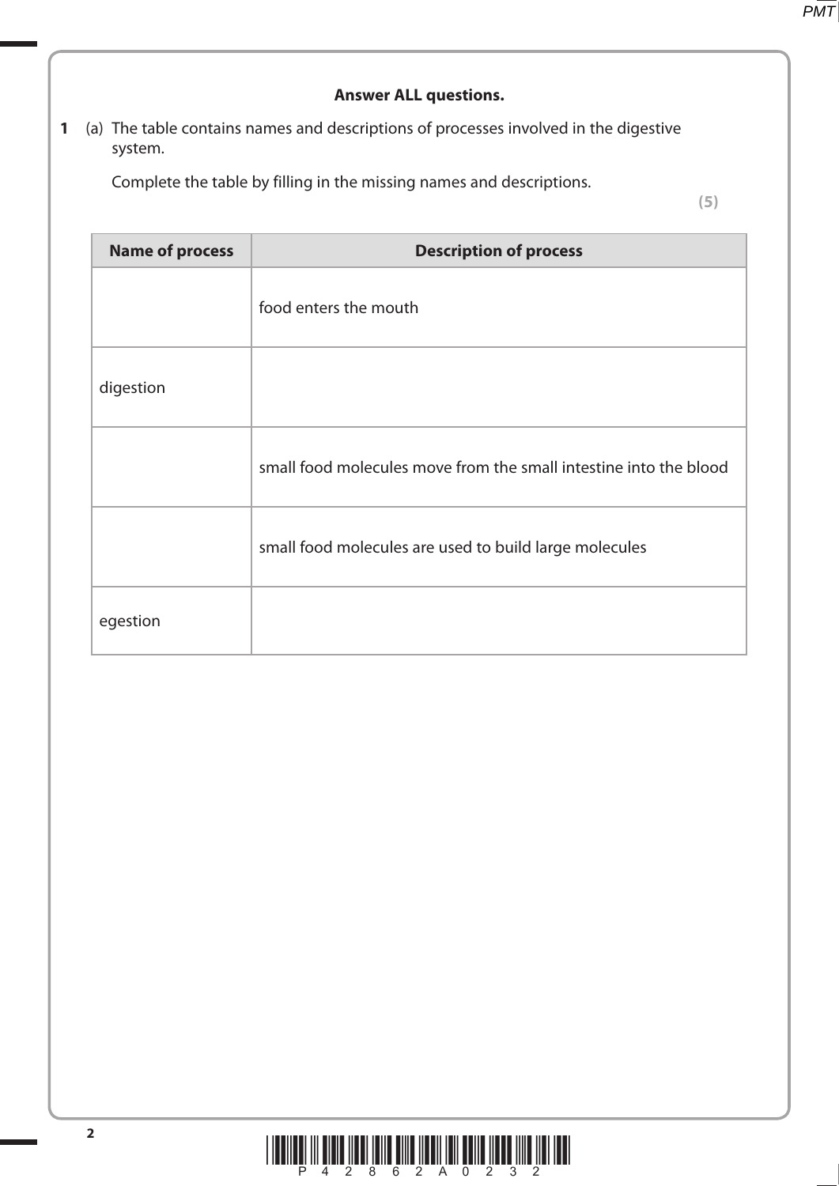**Answer ALL questions.**

**1** (a) The table contains names and descriptions of processes involved in the digestive system.

Complete the table by filling in the missing names and descriptions.

**(5)**

| Name of process | Description of process |
| --- | --- |
| | food enters the mouth |
| digestion | |
| | small food molecules move from the small intestine into the blood |
| | small food molecules are used to build large molecules |
| egestion | |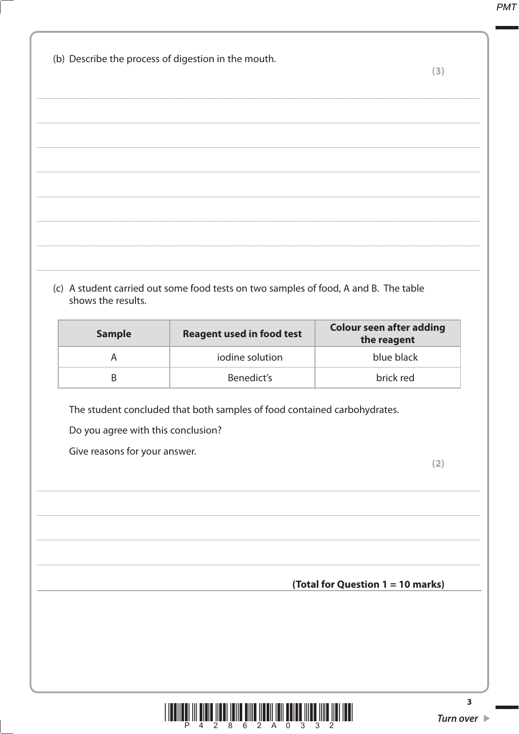(b) Describe the process of digestion in the mouth.

**(3)**

..............................................................................................................................................

..............................................................................................................................................

..............................................................................................................................................

..............................................................................................................................................

..............................................................................................................................................

..............................................................................................................................................

..............................................................................................................................................

(c) A student carried out some food tests on two samples of food, A and B. The table shows the results.

| **Sample** | **Reagent used in food test** | **Colour seen after adding the reagent** |
|---|---|---|
| A | iodine solution | blue black |
| B | Benedict's | brick red |

The student concluded that both samples of food contained carbohydrates.

Do you agree with this conclusion?

Give reasons for your answer.

**(2)**

..............................................................................................................................................

..............................................................................................................................................

..............................................................................................................................................

..............................................................................................................................................

**(Total for Question 1 = 10 marks)**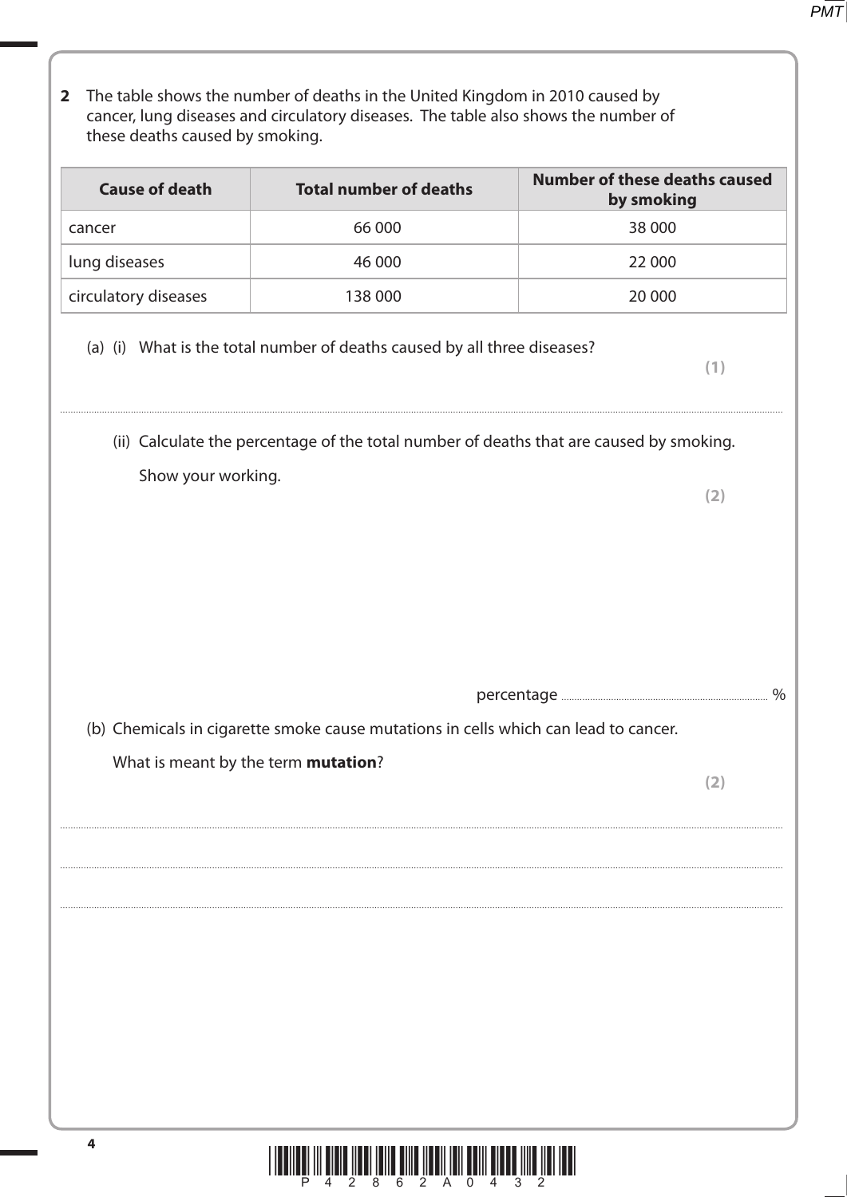**2** The table shows the number of deaths in the United Kingdom in 2010 caused by cancer, lung diseases and circulatory diseases. The table also shows the number of these deaths caused by smoking.

| Cause of death | Total number of deaths | Number of these deaths caused by smoking |
|---|---|---|
| cancer | 66 000 | 38 000 |
| lung diseases | 46 000 | 22 000 |
| circulatory diseases | 138 000 | 20 000 |

(a) (i) What is the total number of deaths caused by all three diseases?

**(1)**

..............................................................................................................................................

(ii) Calculate the percentage of the total number of deaths that are caused by smoking.

Show your working.

**(2)**

percentage .............................................. %

(b) Chemicals in cigarette smoke cause mutations in cells which can lead to cancer.

What is meant by the term **mutation**?

**(2)**

..............................................................................................................................................

..............................................................................................................................................

..............................................................................................................................................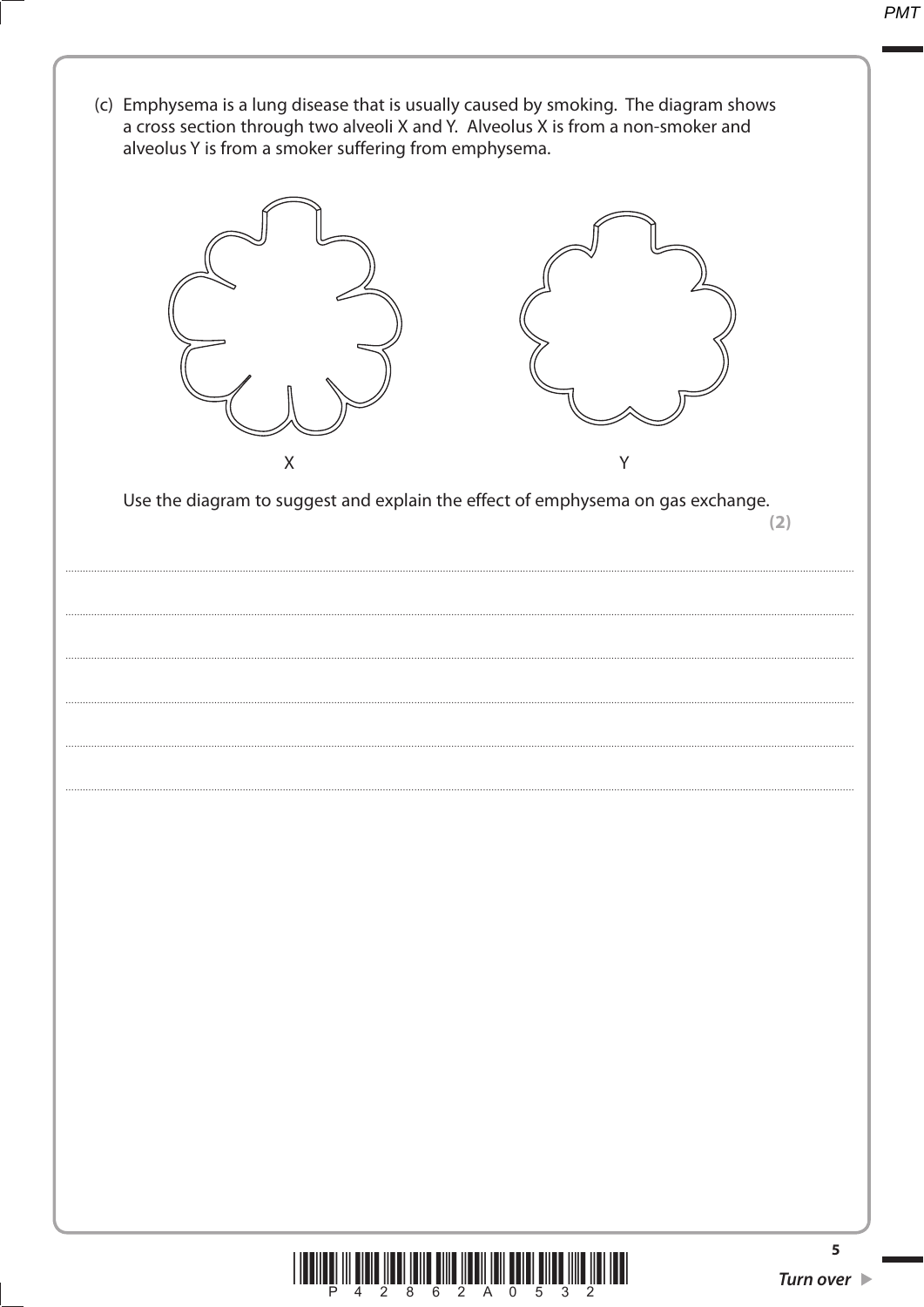(c) Emphysema is a lung disease that is usually caused by smoking. The diagram shows a cross section through two alveoli X and Y. Alveolus X is from a non-smoker and alveolus Y is from a smoker suffering from emphysema.

X

Y

Use the diagram to suggest and explain the effect of emphysema on gas exchange.

**(2)**

..........................................................................................................................................................................................................

..........................................................................................................................................................................................................

..........................................................................................................................................................................................................

..........................................................................................................................................................................................................

..........................................................................................................................................................................................................

..........................................................................................................................................................................................................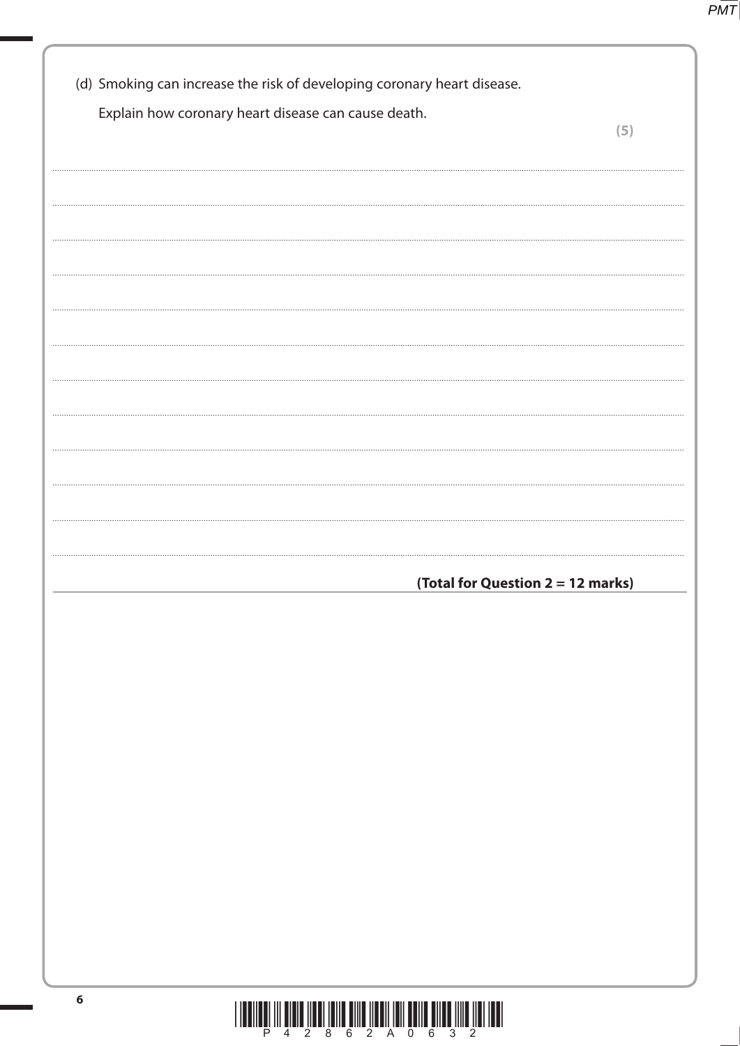(d) Smoking can increase the risk of developing coronary heart disease.

Explain how coronary heart disease can cause death.

**(5)**

**(Total for Question 2 = 12 marks)**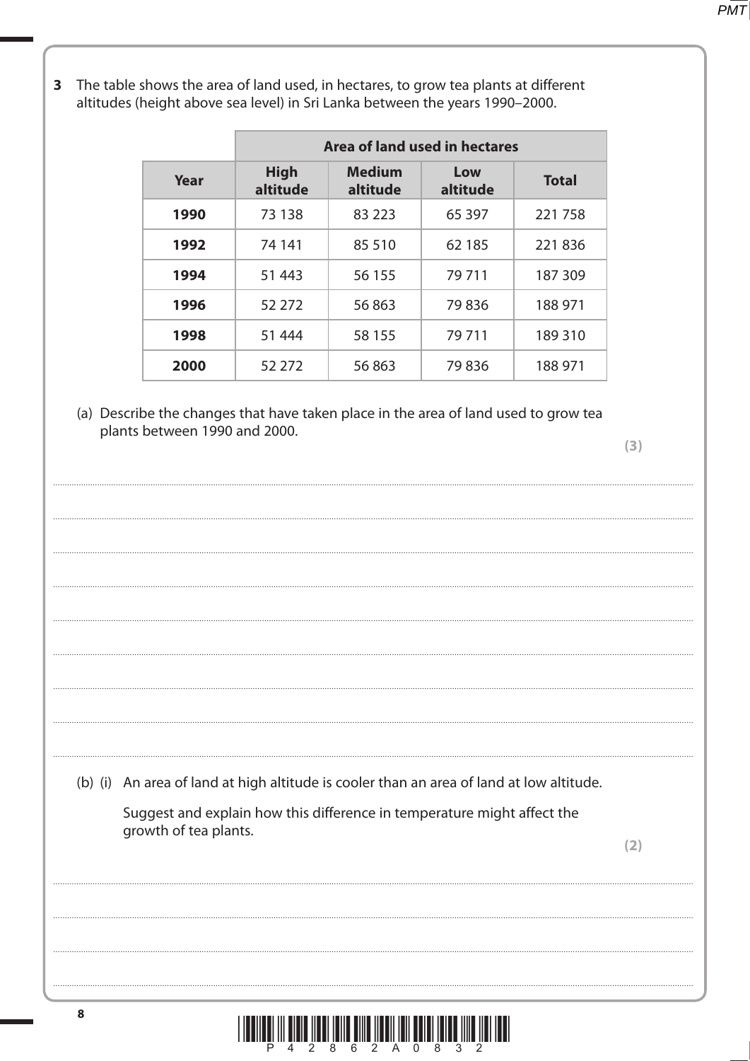**3** The table shows the area of land used, in hectares, to grow tea plants at different altitudes (height above sea level) in Sri Lanka between the years 1990–2000.

| | Area of land used in hectares | | | |
|---|---|---|---|---|
| **Year** | **High altitude** | **Medium altitude** | **Low altitude** | **Total** |
| **1990** | 73 138 | 83 223 | 65 397 | 221 758 |
| **1992** | 74 141 | 85 510 | 62 185 | 221 836 |
| **1994** | 51 443 | 56 155 | 79 711 | 187 309 |
| **1996** | 52 272 | 56 863 | 79 836 | 188 971 |
| **1998** | 51 444 | 58 155 | 79 711 | 189 310 |
| **2000** | 52 272 | 56 863 | 79 836 | 188 971 |

(a) Describe the changes that have taken place in the area of land used to grow tea plants between 1990 and 2000.

**(3)**

.......................................................................................................................................................................................

.......................................................................................................................................................................................

.......................................................................................................................................................................................

.......................................................................................................................................................................................

.......................................................................................................................................................................................

.......................................................................................................................................................................................

.......................................................................................................................................................................................

.......................................................................................................................................................................................

(b) (i) An area of land at high altitude is cooler than an area of land at low altitude.

Suggest and explain how this difference in temperature might affect the growth of tea plants.

**(2)**

.......................................................................................................................................................................................

.......................................................................................................................................................................................

.......................................................................................................................................................................................

.......................................................................................................................................................................................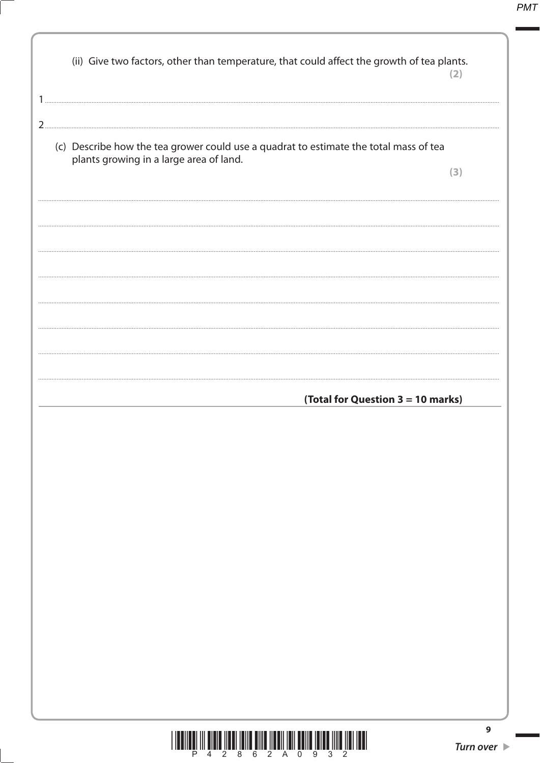(ii) Give two factors, other than temperature, that could affect the growth of tea plants.

**(2)**

1 ..........................................................................................................................................

2 ..........................................................................................................................................

(c) Describe how the tea grower could use a quadrat to estimate the total mass of tea plants growing in a large area of land.

**(3)**

..........................................................................................................................................

..........................................................................................................................................

..........................................................................................................................................

..........................................................................................................................................

..........................................................................................................................................

..........................................................................................................................................

..........................................................................................................................................

..........................................................................................................................................

**(Total for Question 3 = 10 marks)**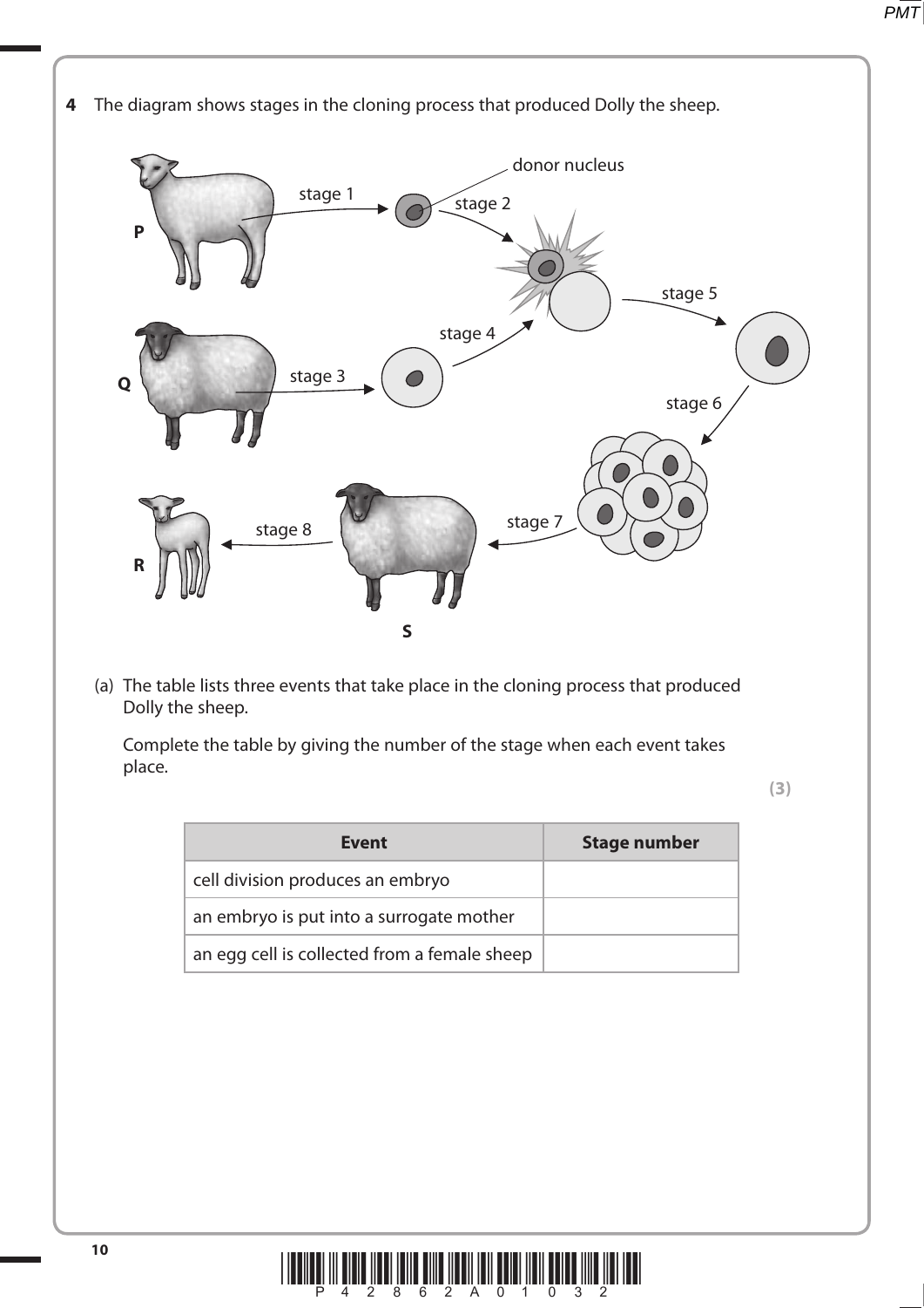**4** The diagram shows stages in the cloning process that produced Dolly the sheep.

(a) The table lists three events that take place in the cloning process that produced Dolly the sheep.

Complete the table by giving the number of the stage when each event takes place.

**(3)**

| Event | Stage number |
|---|---|
| cell division produces an embryo | |
| an embryo is put into a surrogate mother | |
| an egg cell is collected from a female sheep | |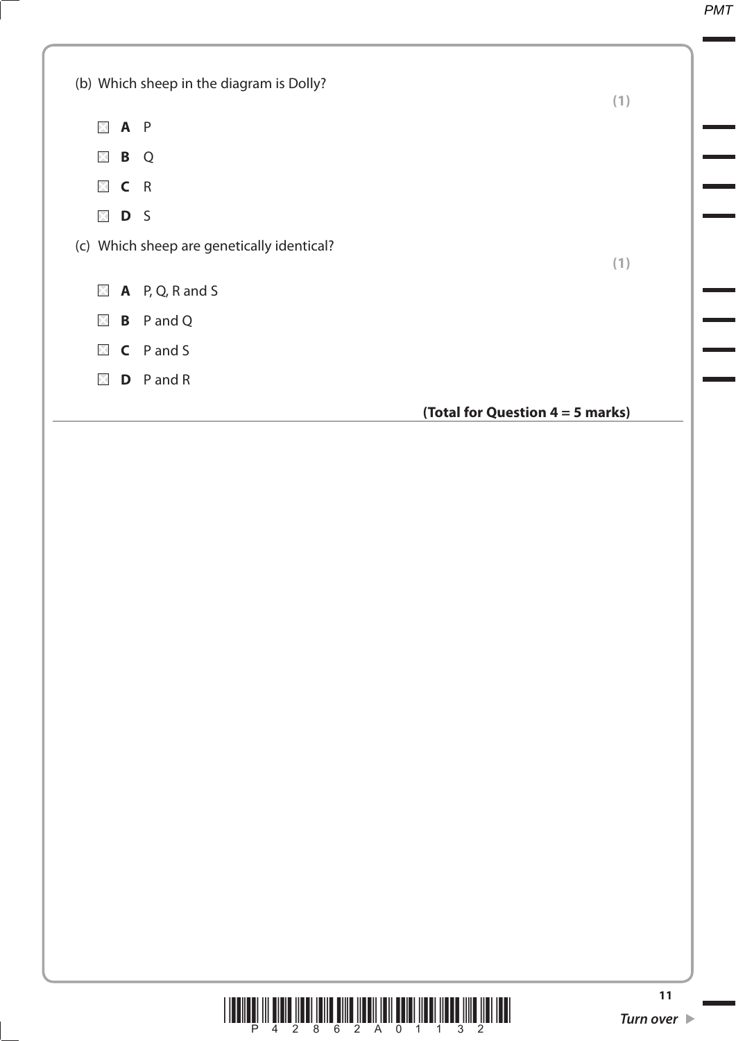(b) Which sheep in the diagram is Dolly?

**(1)**

- ☒ **A** P
- ☒ **B** Q
- ☒ **C** R
- ☒ **D** S

(c) Which sheep are genetically identical?

**(1)**

- ☒ **A** P, Q, R and S
- ☒ **B** P and Q
- ☒ **C** P and S
- ☒ **D** P and R

**(Total for Question 4 = 5 marks)**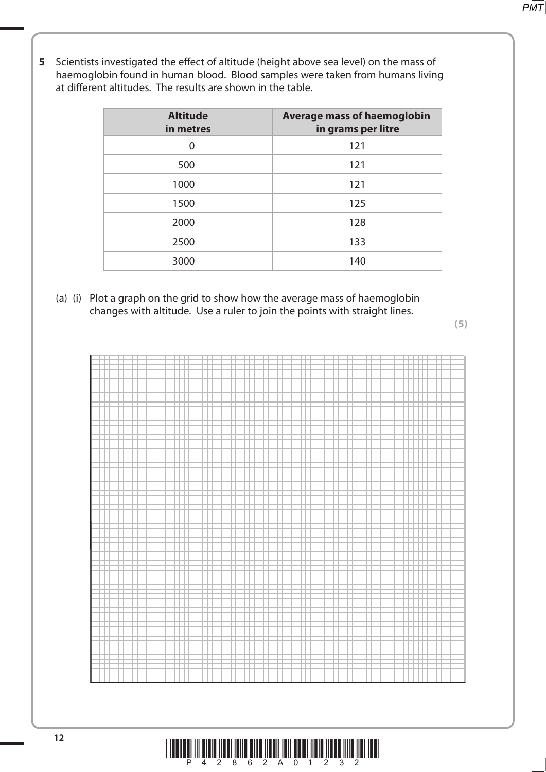**5** Scientists investigated the effect of altitude (height above sea level) on the mass of haemoglobin found in human blood. Blood samples were taken from humans living at different altitudes. The results are shown in the table.

| Altitude in metres | Average mass of haemoglobin in grams per litre |
|---|---|
| 0 | 121 |
| 500 | 121 |
| 1000 | 121 |
| 1500 | 125 |
| 2000 | 128 |
| 2500 | 133 |
| 3000 | 140 |

(a) (i) Plot a graph on the grid to show how the average mass of haemoglobin changes with altitude. Use a ruler to join the points with straight lines.

**(5)**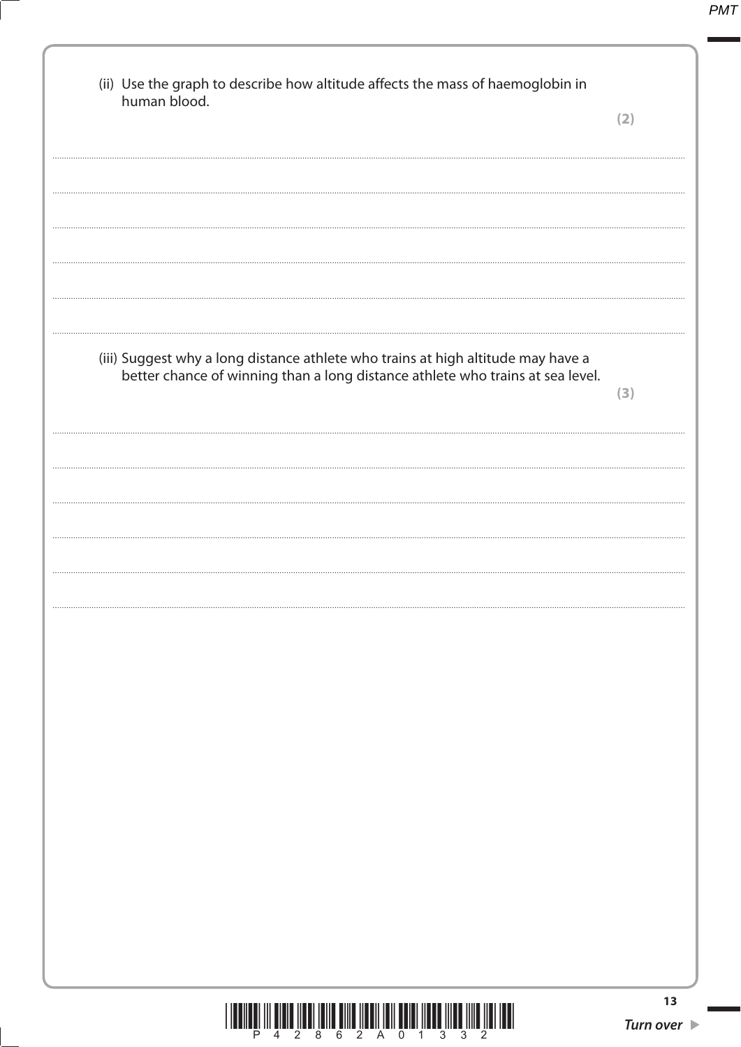(ii) Use the graph to describe how altitude affects the mass of haemoglobin in human blood.

**(2)**

.......................................................................................................................................................................................

.......................................................................................................................................................................................

.......................................................................................................................................................................................

.......................................................................................................................................................................................

.......................................................................................................................................................................................

(iii) Suggest why a long distance athlete who trains at high altitude may have a better chance of winning than a long distance athlete who trains at sea level.

**(3)**

.......................................................................................................................................................................................

.......................................................................................................................................................................................

.......................................................................................................................................................................................

.......................................................................................................................................................................................

.......................................................................................................................................................................................

.......................................................................................................................................................................................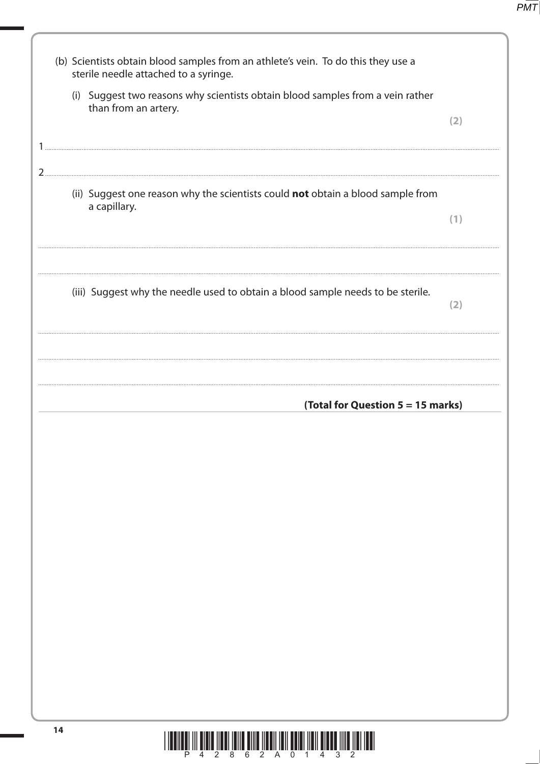(b) Scientists obtain blood samples from an athlete's vein. To do this they use a sterile needle attached to a syringe.

(i) Suggest two reasons why scientists obtain blood samples from a vein rather than from an artery. **(2)**

1 ..............................................................................................................................................................................

2 ..............................................................................................................................................................................

(ii) Suggest one reason why the scientists could **not** obtain a blood sample from a capillary. **(1)**

..............................................................................................................................................................................

..............................................................................................................................................................................

(iii) Suggest why the needle used to obtain a blood sample needs to be sterile. **(2)**

..............................................................................................................................................................................

..............................................................................................................................................................................

..............................................................................................................................................................................

**(Total for Question 5 = 15 marks)**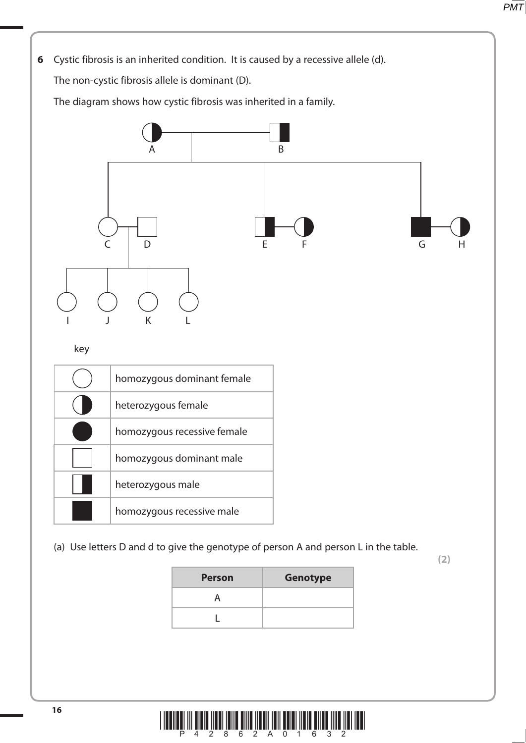**6** Cystic fibrosis is an inherited condition. It is caused by a recessive allele (d).

The non-cystic fibrosis allele is dominant (D).

The diagram shows how cystic fibrosis was inherited in a family.

key

| | |
|---|---|
| ○ | homozygous dominant female |
| ◐ | heterozygous female |
| ● | homozygous recessive female |
| □ | homozygous dominant male |
| ◧ | heterozygous male |
| ■ | homozygous recessive male |

(a) Use letters D and d to give the genotype of person A and person L in the table.

**(2)**

| Person | Genotype |
|---|---|
| A | |
| L | |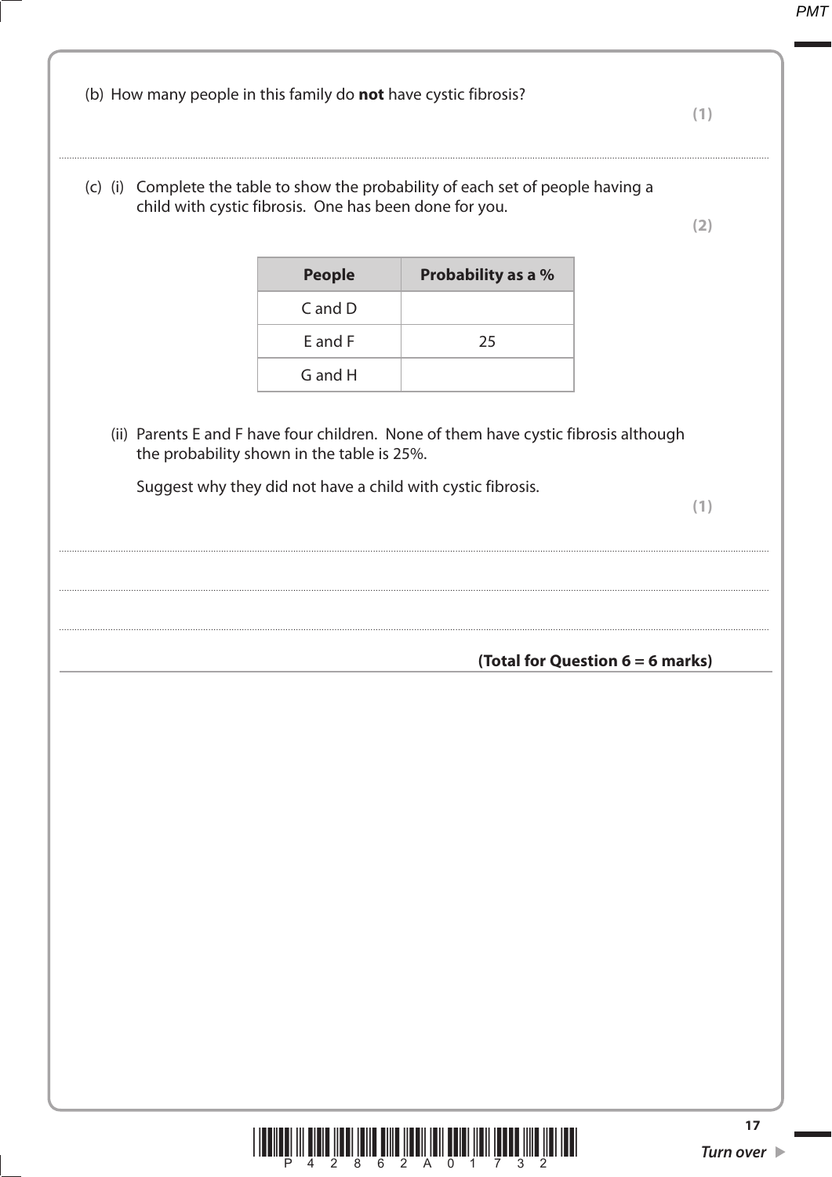(b) How many people in this family do **not** have cystic fibrosis?

**(1)**

..............................................................................................................................................

(c) (i) Complete the table to show the probability of each set of people having a child with cystic fibrosis. One has been done for you.

**(2)**

| People | Probability as a % |
|---|---|
| C and D | |
| E and F | 25 |
| G and H | |

(ii) Parents E and F have four children. None of them have cystic fibrosis although the probability shown in the table is 25%.

Suggest why they did not have a child with cystic fibrosis.

**(1)**

..............................................................................................................................................

..............................................................................................................................................

..............................................................................................................................................

**(Total for Question 6 = 6 marks)**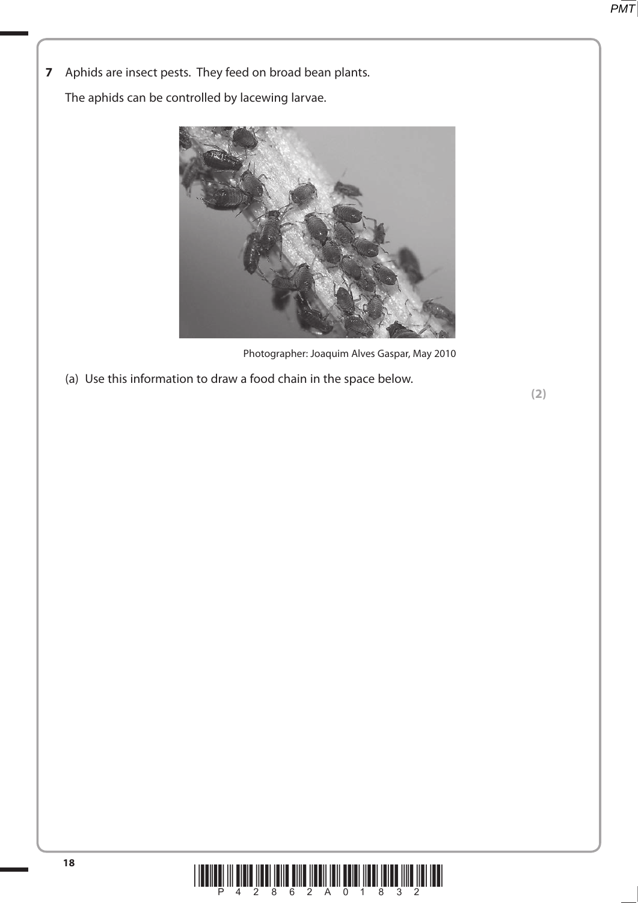**7** Aphids are insect pests. They feed on broad bean plants.

The aphids can be controlled by lacewing larvae.

Photographer: Joaquim Alves Gaspar, May 2010

(a) Use this information to draw a food chain in the space below.

**(2)**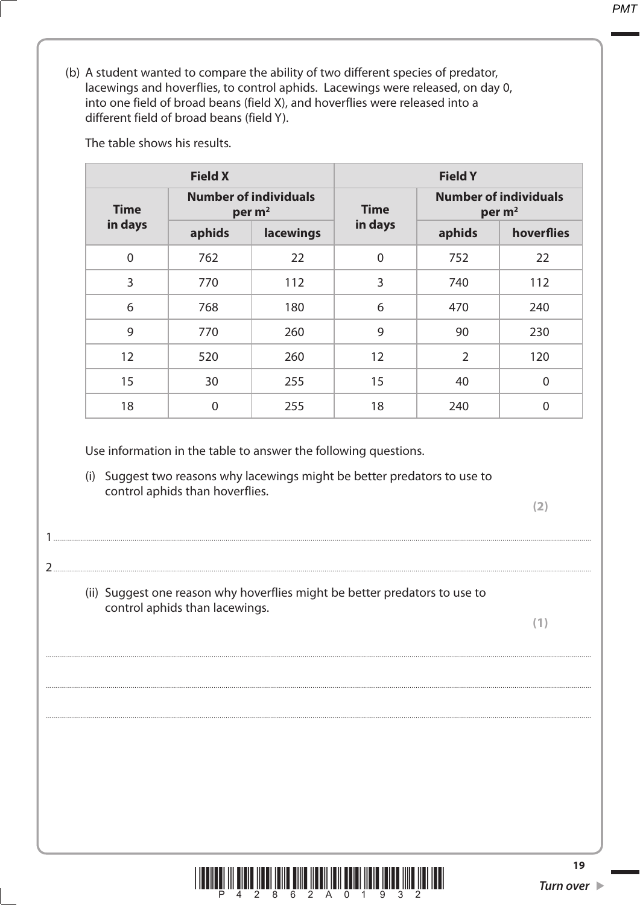(b) A student wanted to compare the ability of two different species of predator, lacewings and hoverflies, to control aphids. Lacewings were released, on day 0, into one field of broad beans (field X), and hoverflies were released into a different field of broad beans (field Y).

The table shows his results.

| Field X | | | Field Y | | |
|---|---|---|---|---|---|
| Time in days | Number of individuals per m$^2$ | | Time in days | Number of individuals per m$^2$ | |
| | aphids | lacewings | | aphids | hoverflies |
| 0 | 762 | 22 | 0 | 752 | 22 |
| 3 | 770 | 112 | 3 | 740 | 112 |
| 6 | 768 | 180 | 6 | 470 | 240 |
| 9 | 770 | 260 | 9 | 90 | 230 |
| 12 | 520 | 260 | 12 | 2 | 120 |
| 15 | 30 | 255 | 15 | 40 | 0 |
| 18 | 0 | 255 | 18 | 240 | 0 |

Use information in the table to answer the following questions.

(i) Suggest two reasons why lacewings might be better predators to use to control aphids than hoverflies.

**(2)**

1 ....................................................................................................................................................................................

2 ....................................................................................................................................................................................

(ii) Suggest one reason why hoverflies might be better predators to use to control aphids than lacewings.

**(1)**

....................................................................................................................................................................................

....................................................................................................................................................................................

....................................................................................................................................................................................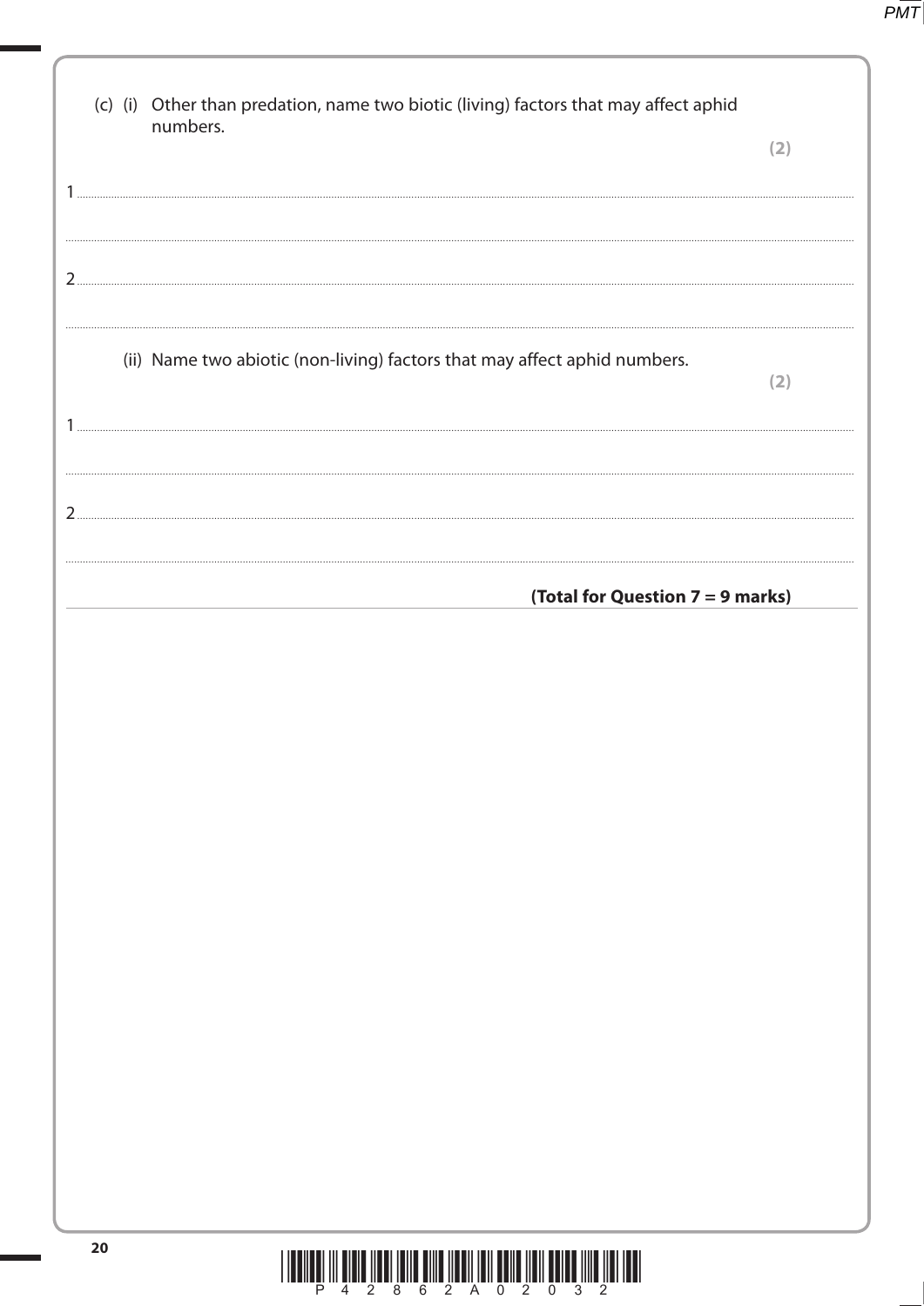(c) (i) Other than predation, name two biotic (living) factors that may affect aphid numbers.

**(2)**

1 ..............................................................................................................................................

..............................................................................................................................................

2 ..............................................................................................................................................

..............................................................................................................................................

(ii) Name two abiotic (non-living) factors that may affect aphid numbers.

**(2)**

1 ..............................................................................................................................................

..............................................................................................................................................

2 ..............................................................................................................................................

..............................................................................................................................................

**(Total for Question 7 = 9 marks)**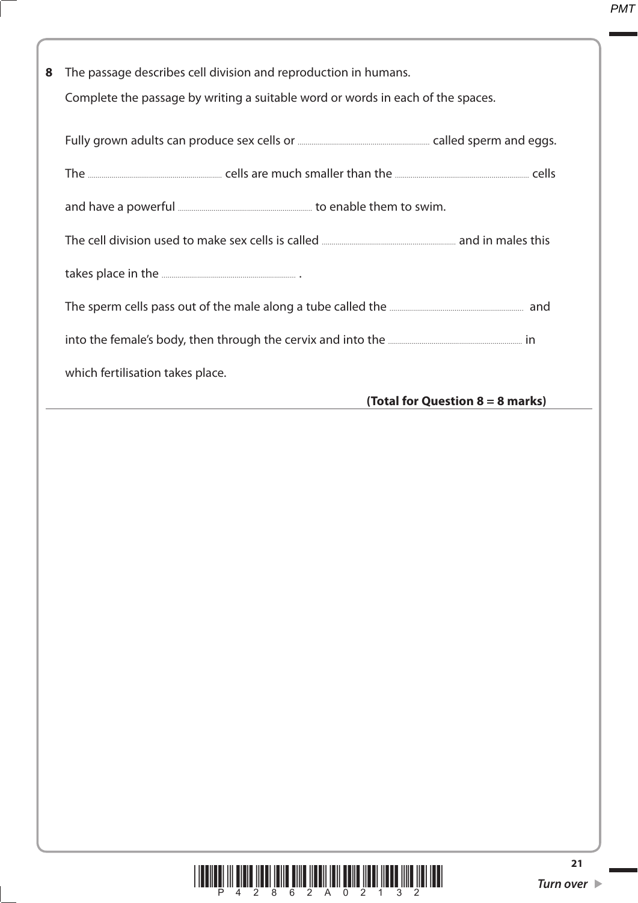**8** The passage describes cell division and reproduction in humans.

Complete the passage by writing a suitable word or words in each of the spaces.

Fully grown adults can produce sex cells or .................................................... called sperm and eggs.

The .................................................... cells are much smaller than the .................................................... cells and have a powerful .................................................... to enable them to swim.

The cell division used to make sex cells is called .................................................... and in males this takes place in the .................................................... .

The sperm cells pass out of the male along a tube called the .................................................... and into the female's body, then through the cervix and into the .................................................... in which fertilisation takes place.

**(Total for Question 8 = 8 marks)**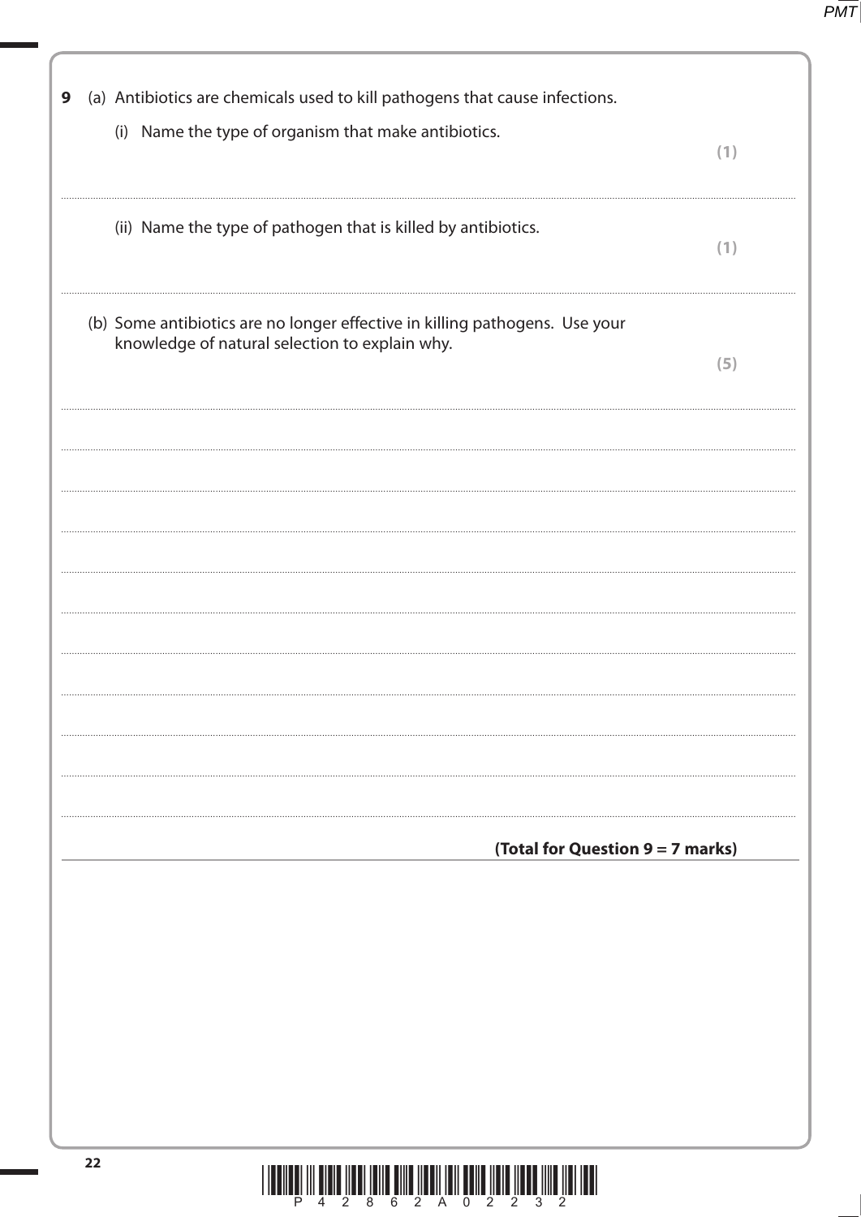**9** (a) Antibiotics are chemicals used to kill pathogens that cause infections.

(i) Name the type of organism that make antibiotics. **(1)**

..................................................................................................................................................

(ii) Name the type of pathogen that is killed by antibiotics. **(1)**

..................................................................................................................................................

(b) Some antibiotics are no longer effective in killing pathogens. Use your knowledge of natural selection to explain why. **(5)**

..................................................................................................................................................

..................................................................................................................................................

..................................................................................................................................................

..................................................................................................................................................

..................................................................................................................................................

..................................................................................................................................................

..................................................................................................................................................

..................................................................................................................................................

..................................................................................................................................................

..................................................................................................................................................

**(Total for Question 9 = 7 marks)**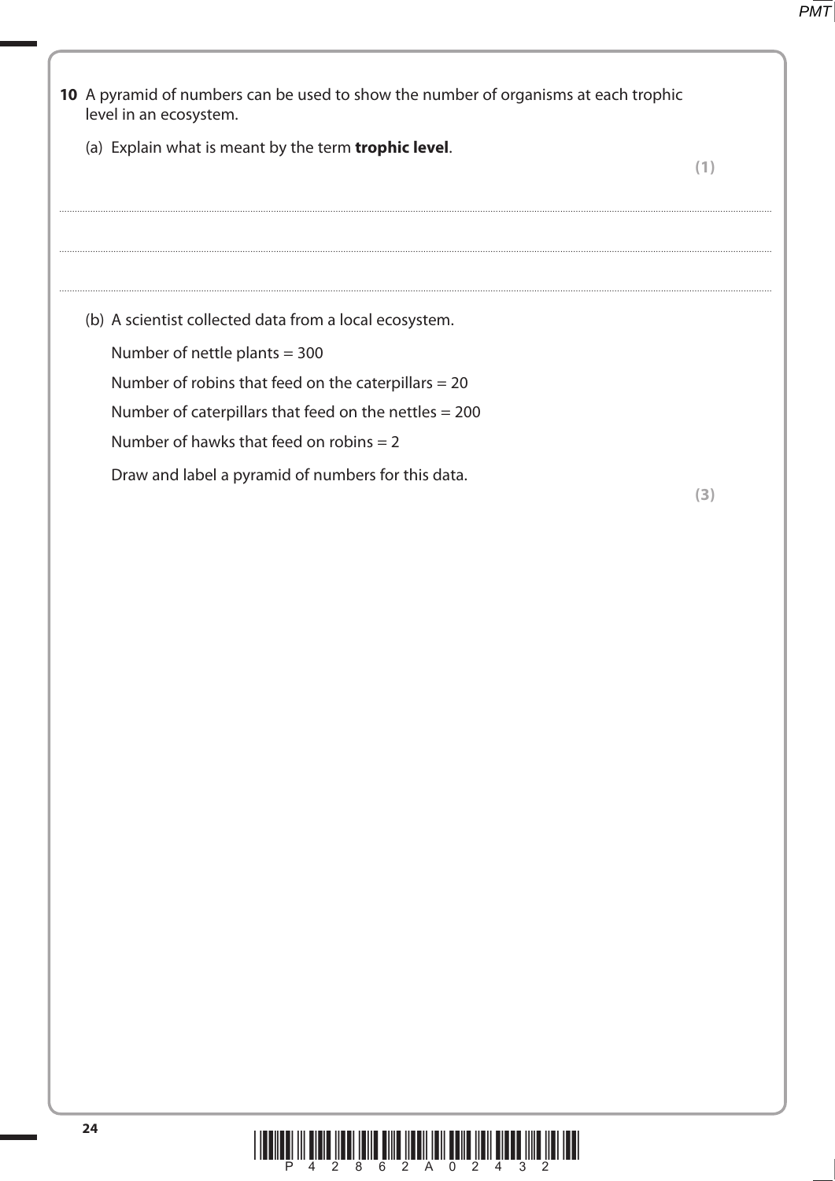**10** A pyramid of numbers can be used to show the number of organisms at each trophic level in an ecosystem.

(a) Explain what is meant by the term **trophic level**.

**(1)**

.......................................................................................................................................................................................................

.......................................................................................................................................................................................................

.......................................................................................................................................................................................................

(b) A scientist collected data from a local ecosystem.

Number of nettle plants = 300

Number of robins that feed on the caterpillars = 20

Number of caterpillars that feed on the nettles = 200

Number of hawks that feed on robins = 2

Draw and label a pyramid of numbers for this data.

**(3)**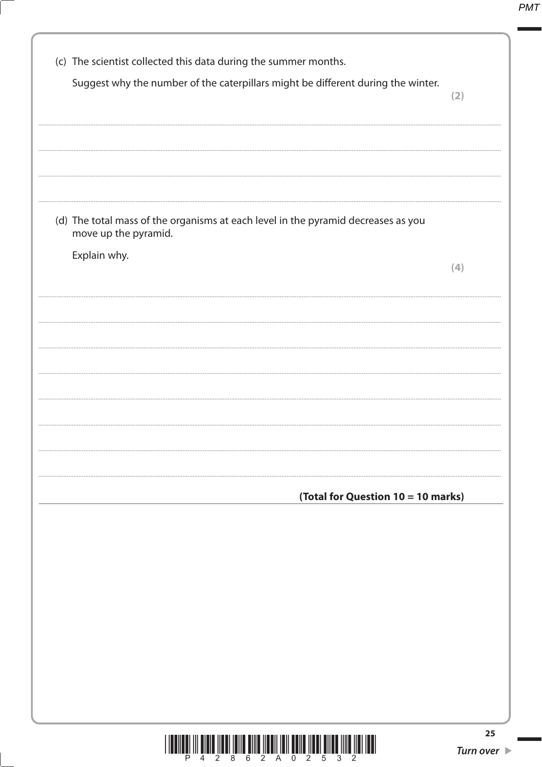(c) The scientist collected this data during the summer months.

Suggest why the number of the caterpillars might be different during the winter.

**(2)**

..............................................................................................................................................

..............................................................................................................................................

..............................................................................................................................................

..............................................................................................................................................

(d) The total mass of the organisms at each level in the pyramid decreases as you move up the pyramid.

Explain why.

**(4)**

..............................................................................................................................................

..............................................................................................................................................

..............................................................................................................................................

..............................................................................................................................................

..............................................................................................................................................

..............................................................................................................................................

..............................................................................................................................................

..............................................................................................................................................

**(Total for Question 10 = 10 marks)**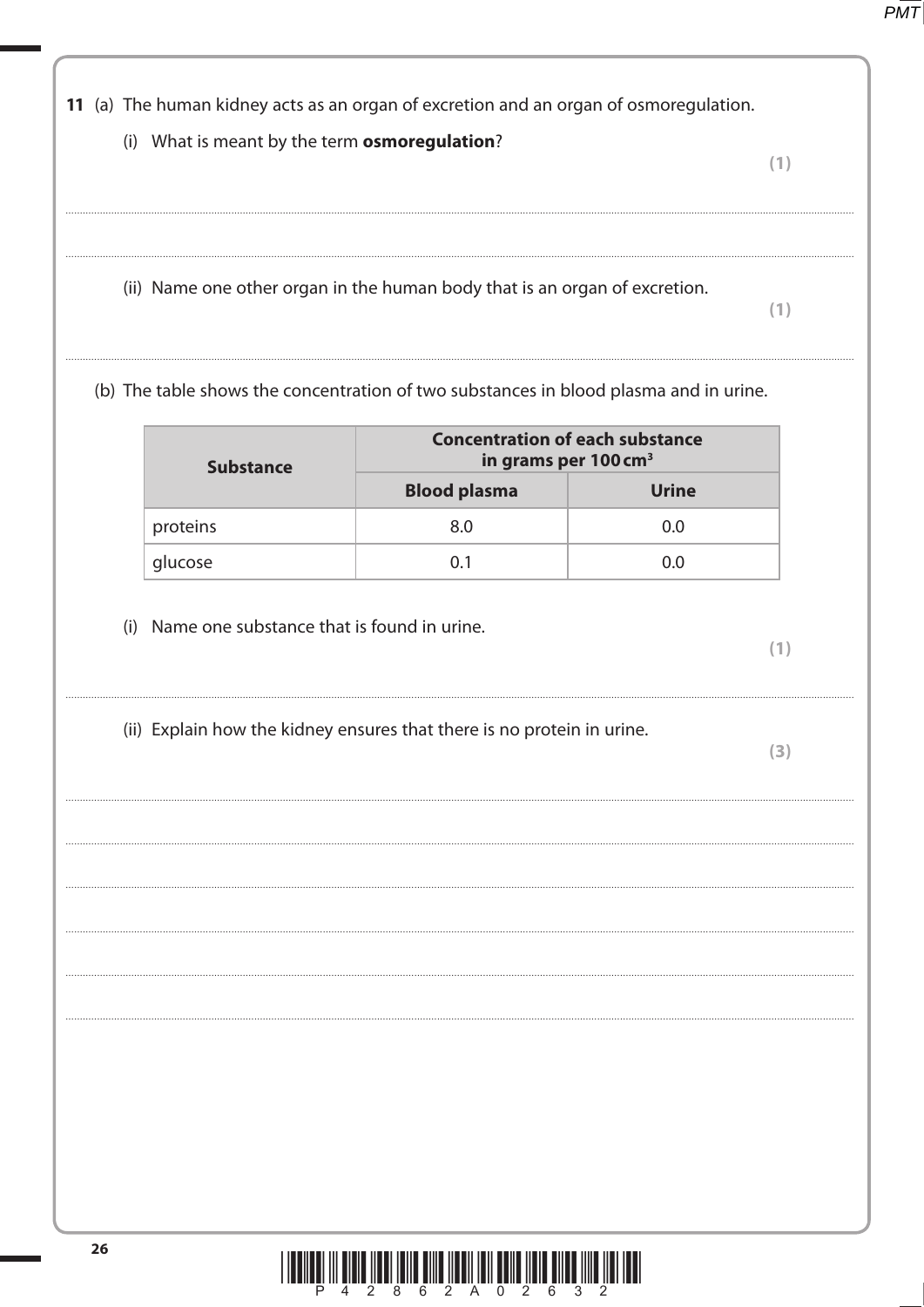**11** (a) The human kidney acts as an organ of excretion and an organ of osmoregulation.

(i) What is meant by the term **osmoregulation**?

**(1)**

..............................................................................................................................................

..............................................................................................................................................

(ii) Name one other organ in the human body that is an organ of excretion.

**(1)**

..............................................................................................................................................

(b) The table shows the concentration of two substances in blood plasma and in urine.

| Substance | Concentration of each substance in grams per 100 cm$^3$ | |
|---|---|---|
| | **Blood plasma** | **Urine** |
| proteins | 8.0 | 0.0 |
| glucose | 0.1 | 0.0 |

(i) Name one substance that is found in urine.

**(1)**

..............................................................................................................................................

(ii) Explain how the kidney ensures that there is no protein in urine.

**(3)**

..............................................................................................................................................

..............................................................................................................................................

..............................................................................................................................................

..............................................................................................................................................

..............................................................................................................................................

..............................................................................................................................................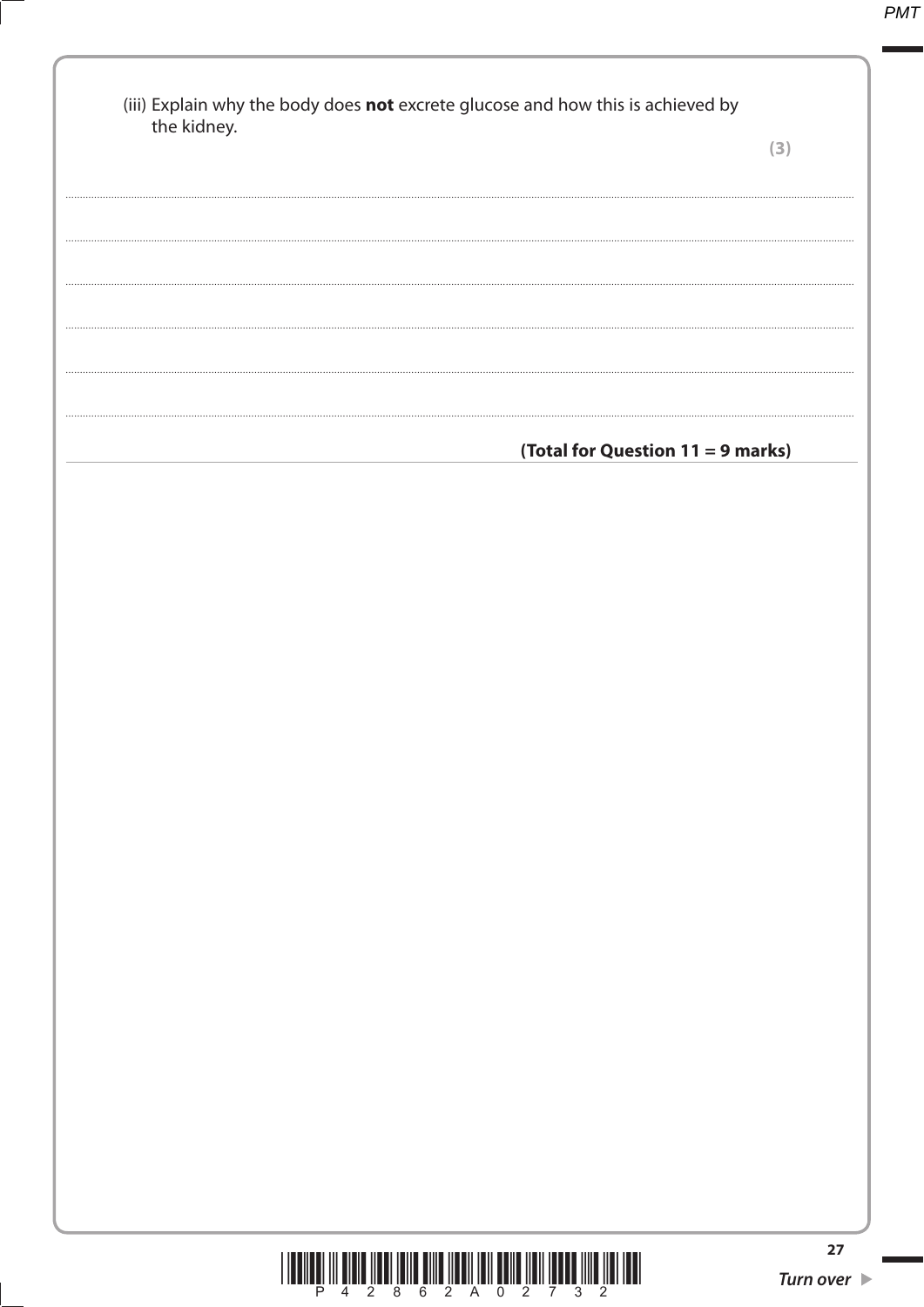(iii) Explain why the body does **not** excrete glucose and how this is achieved by the kidney.

**(3)**

.......................................................................................................................................................................................................

.......................................................................................................................................................................................................

.......................................................................................................................................................................................................

.......................................................................................................................................................................................................

.......................................................................................................................................................................................................

.......................................................................................................................................................................................................

**(Total for Question 11 = 9 marks)**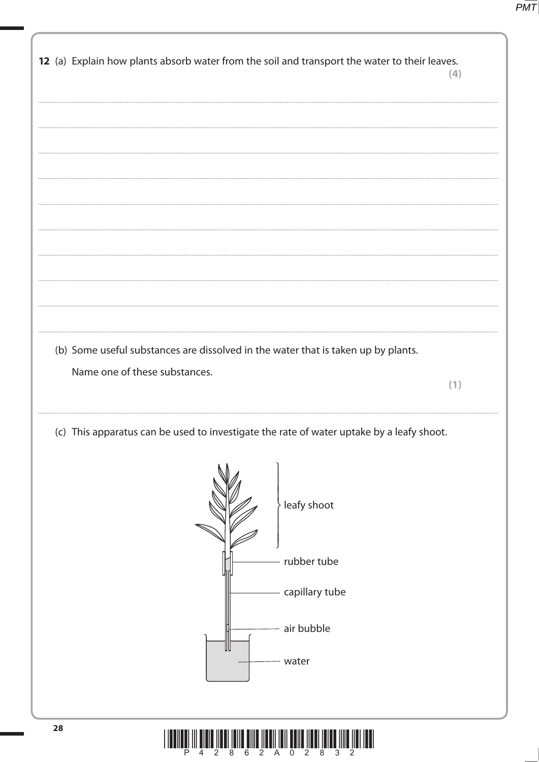**12** (a) Explain how plants absorb water from the soil and transport the water to their leaves.

**(4)**

..................................................................................................................................................................................

..................................................................................................................................................................................

..................................................................................................................................................................................

..................................................................................................................................................................................

..................................................................................................................................................................................

..................................................................................................................................................................................

..................................................................................................................................................................................

..................................................................................................................................................................................

..................................................................................................................................................................................

(b) Some useful substances are dissolved in the water that is taken up by plants.

Name one of these substances.

**(1)**

..................................................................................................................................................................................

(c) This apparatus can be used to investigate the rate of water uptake by a leafy shoot.

leafy shoot

rubber tube

capillary tube

air bubble

water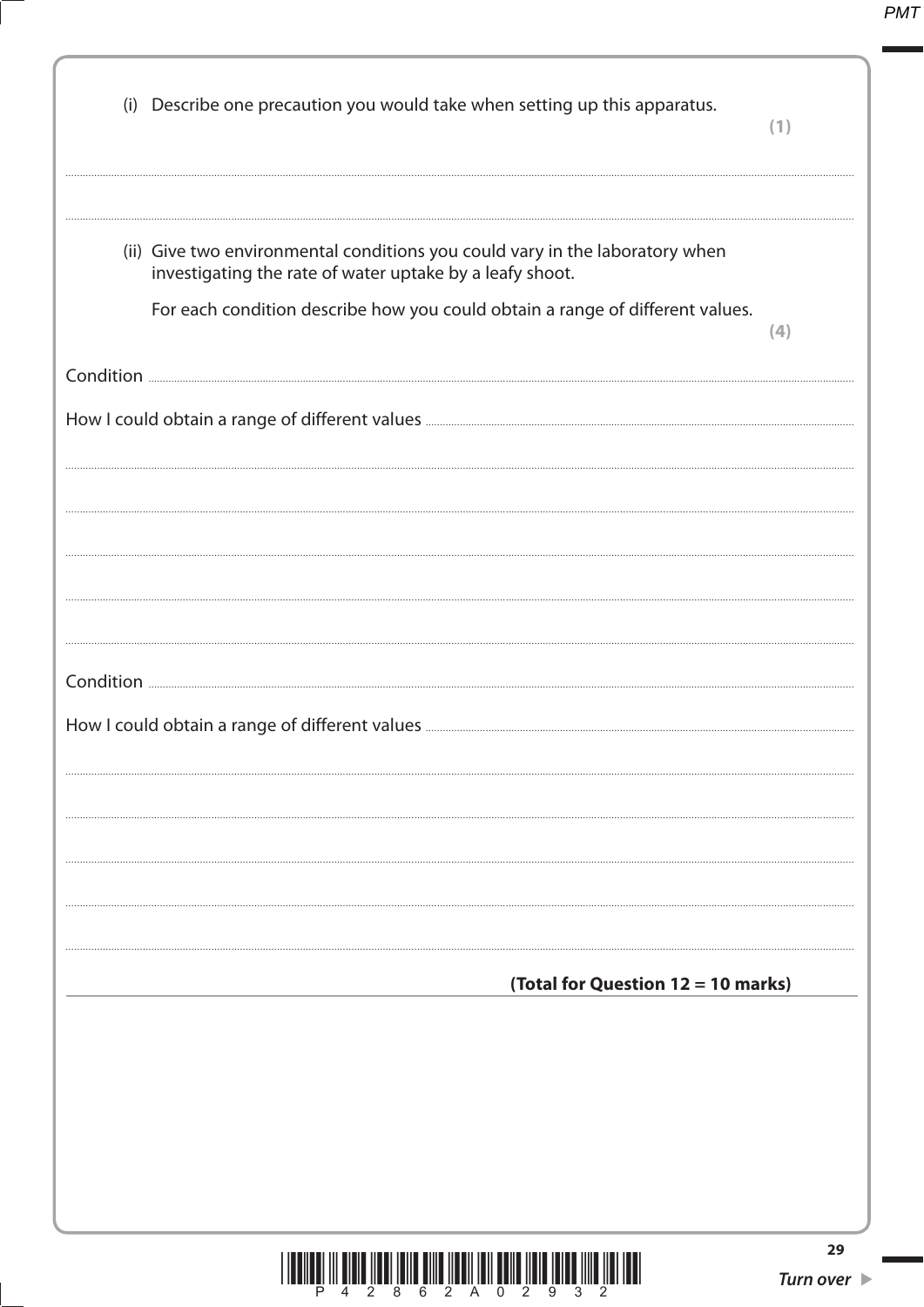(i) Describe one precaution you would take when setting up this apparatus.

**(1)**

..............................................................................................................................................................................................................

..............................................................................................................................................................................................................

(ii) Give two environmental conditions you could vary in the laboratory when investigating the rate of water uptake by a leafy shoot.

For each condition describe how you could obtain a range of different values.

**(4)**

Condition ..................................................................................................................................................................................

How I could obtain a range of different values ..................................................................................................................

..............................................................................................................................................................................................................

..............................................................................................................................................................................................................

..............................................................................................................................................................................................................

..............................................................................................................................................................................................................

..............................................................................................................................................................................................................

Condition ..................................................................................................................................................................................

How I could obtain a range of different values ..................................................................................................................

..............................................................................................................................................................................................................

..............................................................................................................................................................................................................

..............................................................................................................................................................................................................

..............................................................................................................................................................................................................

..............................................................................................................................................................................................................

**(Total for Question 12 = 10 marks)**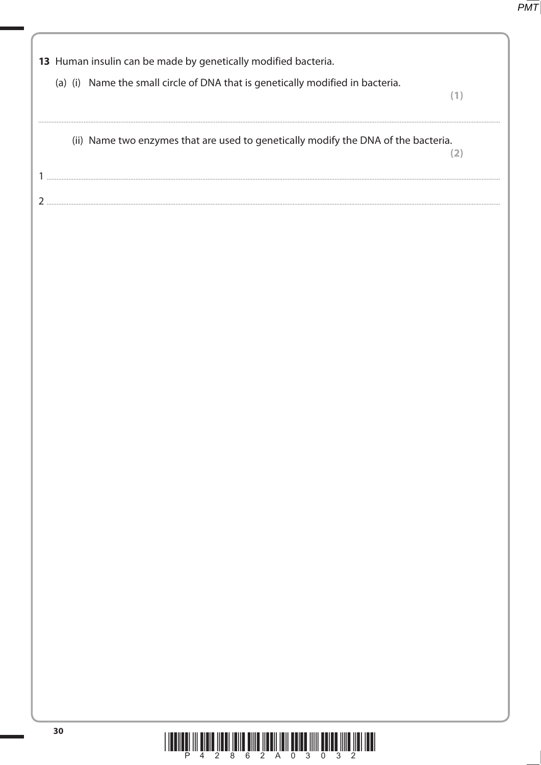**13** Human insulin can be made by genetically modified bacteria.

(a) (i) Name the small circle of DNA that is genetically modified in bacteria.

**(1)**

..............................................................................................................................................

(ii) Name two enzymes that are used to genetically modify the DNA of the bacteria.

**(2)**

1 ..............................................................................................................................................

2 ..............................................................................................................................................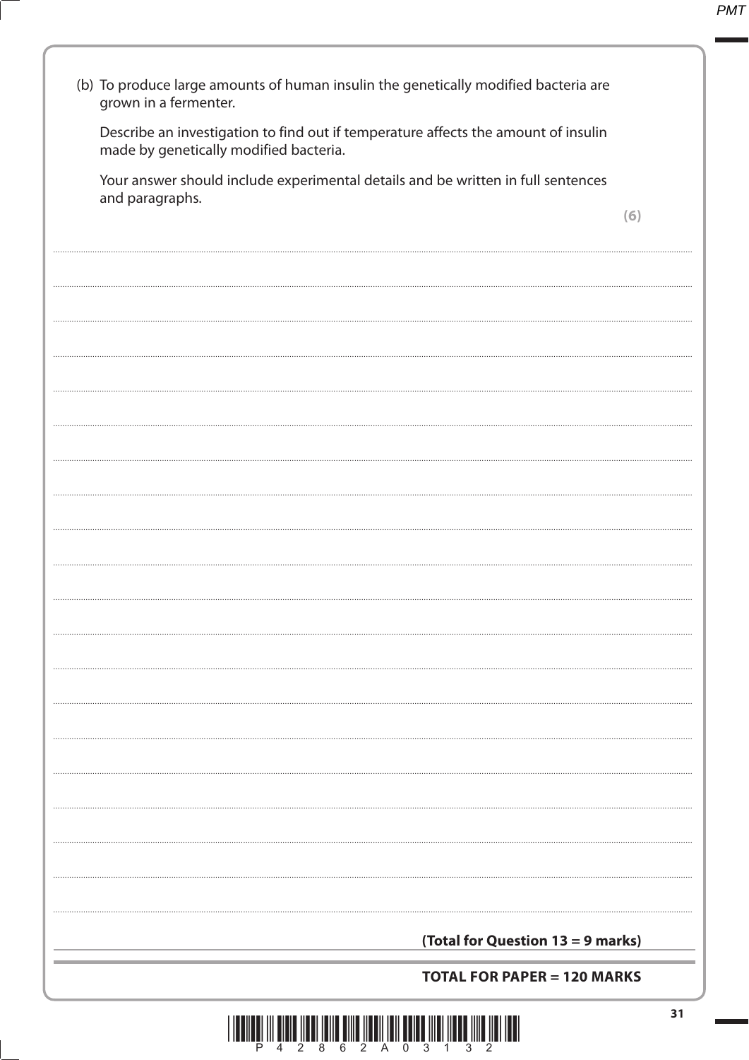(b) To produce large amounts of human insulin the genetically modified bacteria are grown in a fermenter.

Describe an investigation to find out if temperature affects the amount of insulin made by genetically modified bacteria.

Your answer should include experimental details and be written in full sentences and paragraphs.

**(6)**

**(Total for Question 13 = 9 marks)**

**TOTAL FOR PAPER = 120 MARKS**